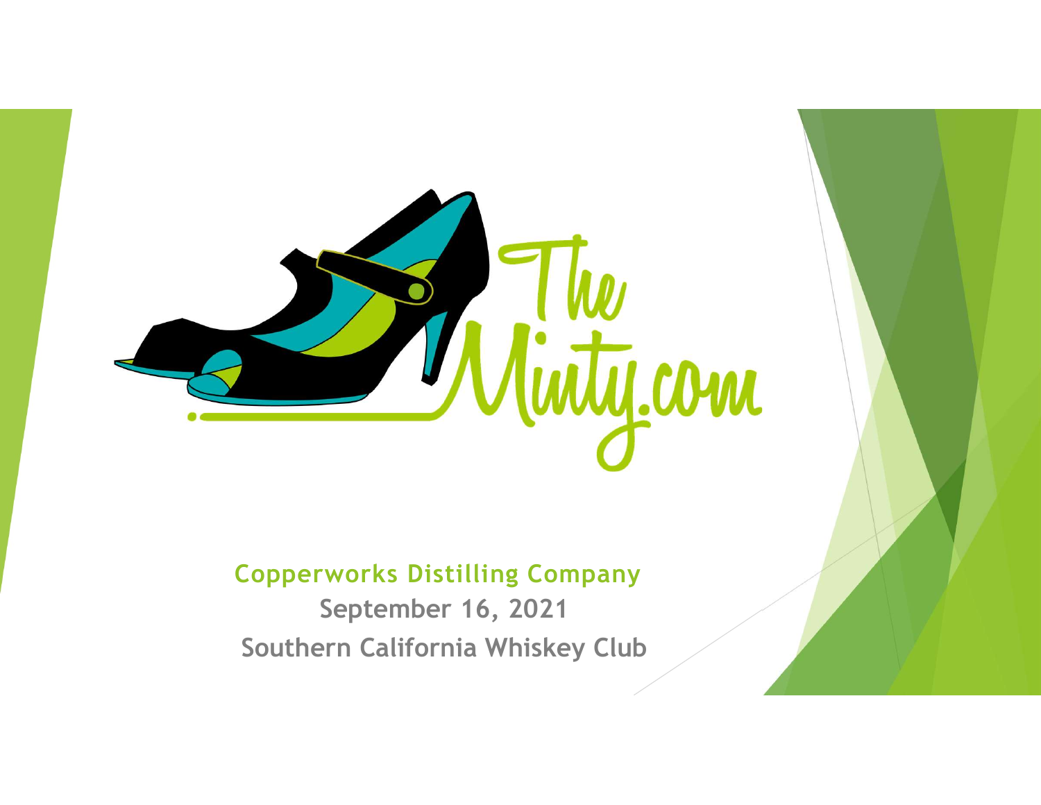The Minty.com

**Copperworks Distilling Company**

**September 16, 2021**

**Southern California Whiskey Club**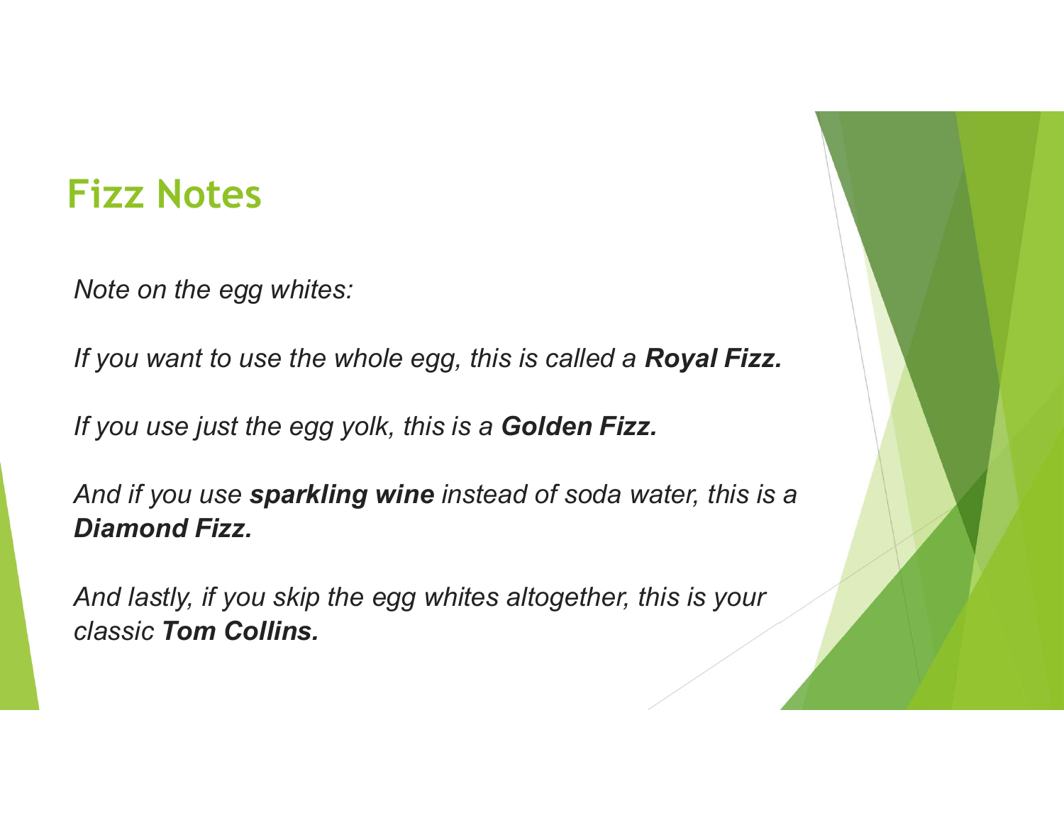# Fizz Notes

*Note on the egg whites:*

*If you want to use the whole egg, this is called a **Royal Fizz.***

*If you use just the egg yolk, this is a **Golden Fizz.***

*And if you use **sparkling wine** instead of soda water, this is a **Diamond Fizz.***

*And lastly, if you skip the egg whites altogether, this is your classic **Tom Collins.***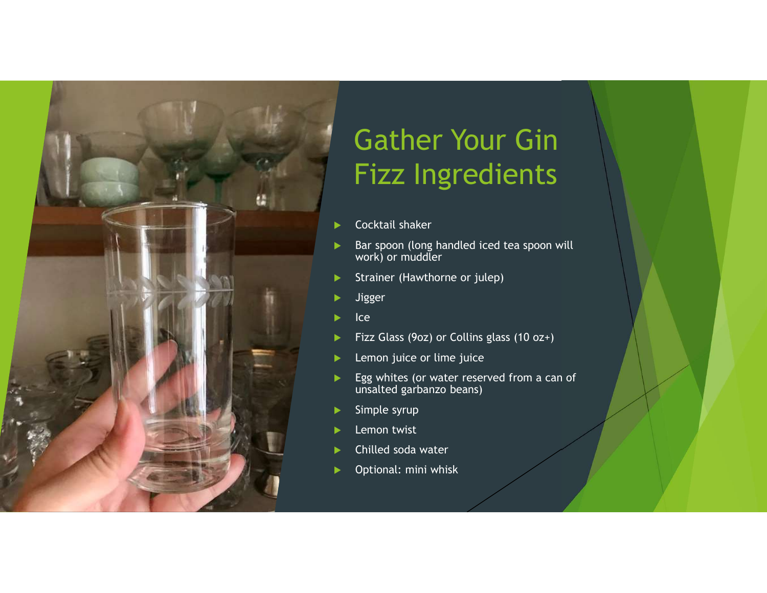# Gather Your Gin Fizz Ingredients

- Cocktail shaker
- Bar spoon (long handled iced tea spoon will work) or muddler
- Strainer (Hawthorne or julep)
- Jigger
- Ice
- Fizz Glass (9oz) or Collins glass (10 oz+)
- Lemon juice or lime juice
- Egg whites (or water reserved from a can of unsalted garbanzo beans)
- Simple syrup
- Lemon twist
- Chilled soda water
- Optional: mini whisk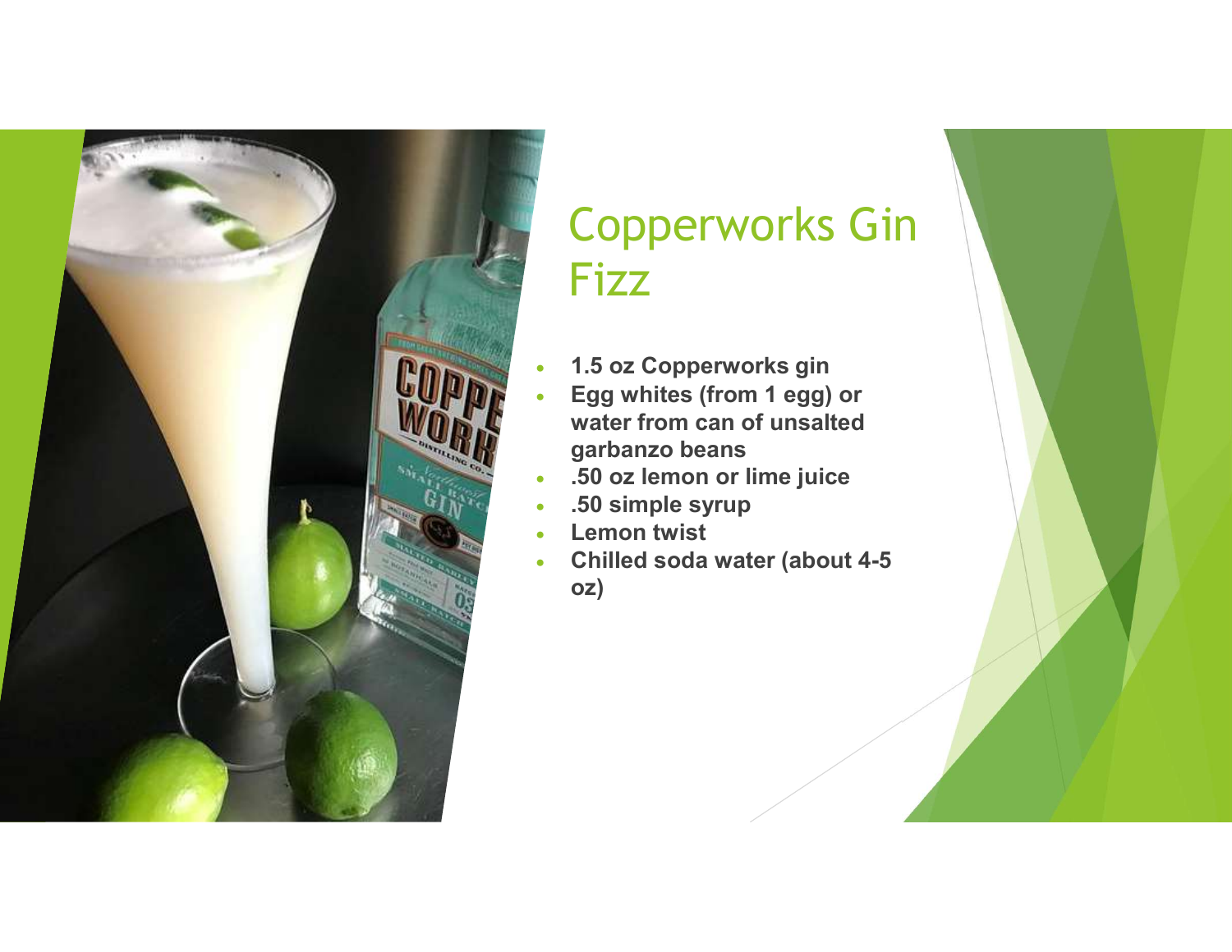# Copperworks Gin Fizz

- **1.5 oz Copperworks gin**
- **Egg whites (from 1 egg) or water from can of unsalted garbanzo beans**
- **.50 oz lemon or lime juice**
- **.50 simple syrup**
- **Lemon twist**
- **Chilled soda water (about 4-5 oz)**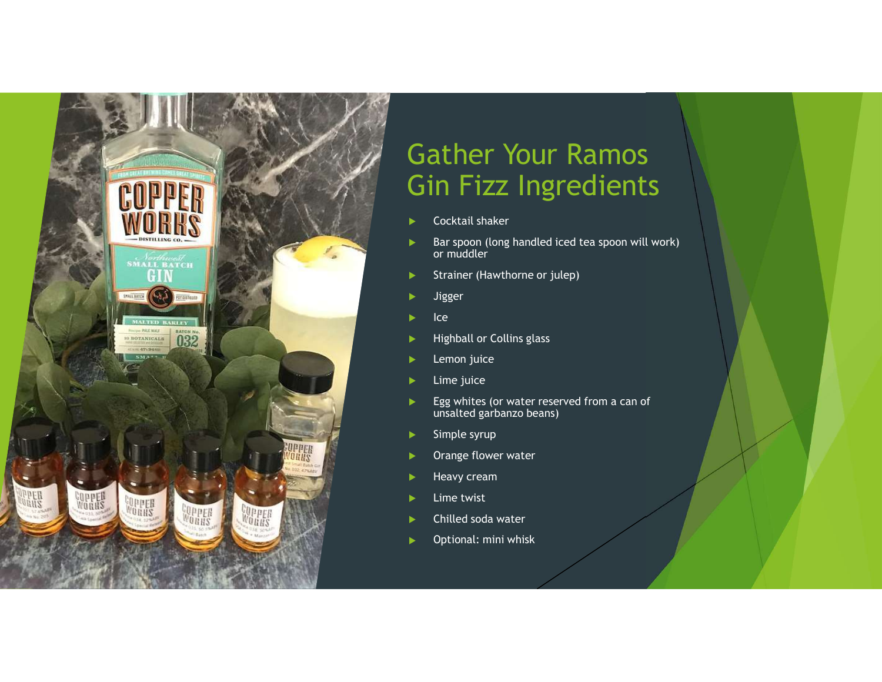# Gather Your Ramos Gin Fizz Ingredients

- Cocktail shaker
- Bar spoon (long handled iced tea spoon will work) or muddler
- Strainer (Hawthorne or julep)
- Jigger
- Ice
- Highball or Collins glass
- Lemon juice
- Lime juice
- Egg whites (or water reserved from a can of unsalted garbanzo beans)
- Simple syrup
- Orange flower water
- Heavy cream
- Lime twist
- Chilled soda water
- Optional: mini whisk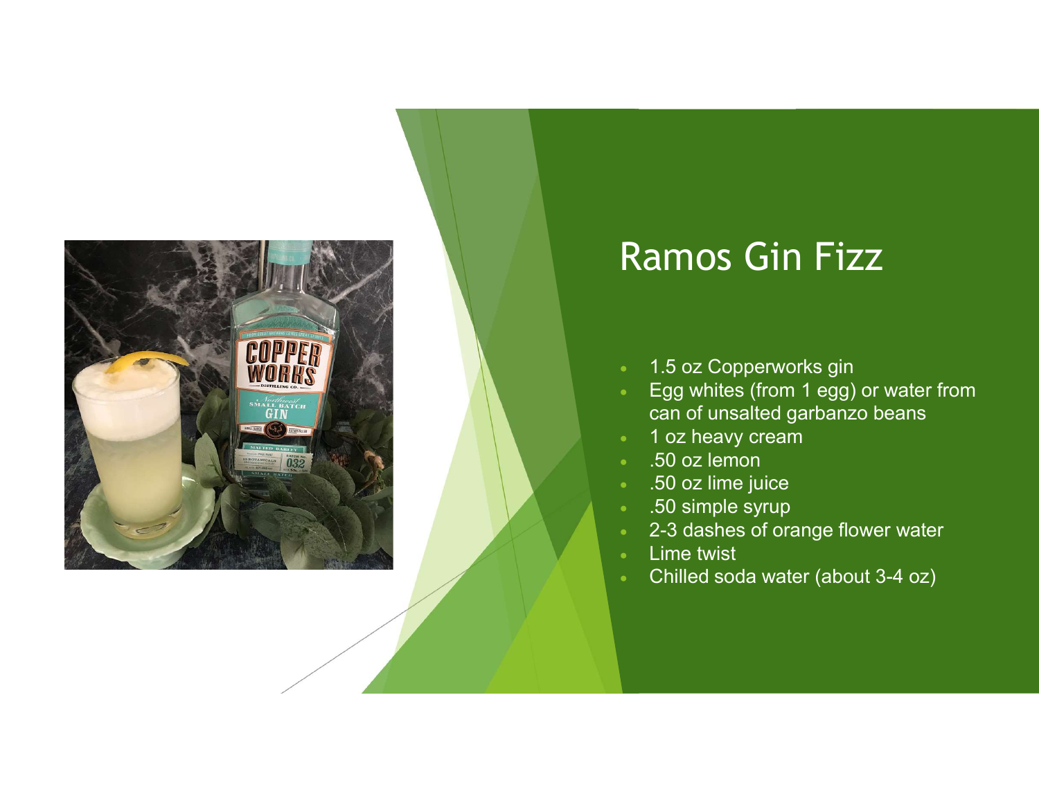# Ramos Gin Fizz

- 1.5 oz Copperworks gin
- Egg whites (from 1 egg) or water from can of unsalted garbanzo beans
- 1 oz heavy cream
- .50 oz lemon
- .50 oz lime juice
- .50 simple syrup
- 2-3 dashes of orange flower water
- Lime twist
- Chilled soda water (about 3-4 oz)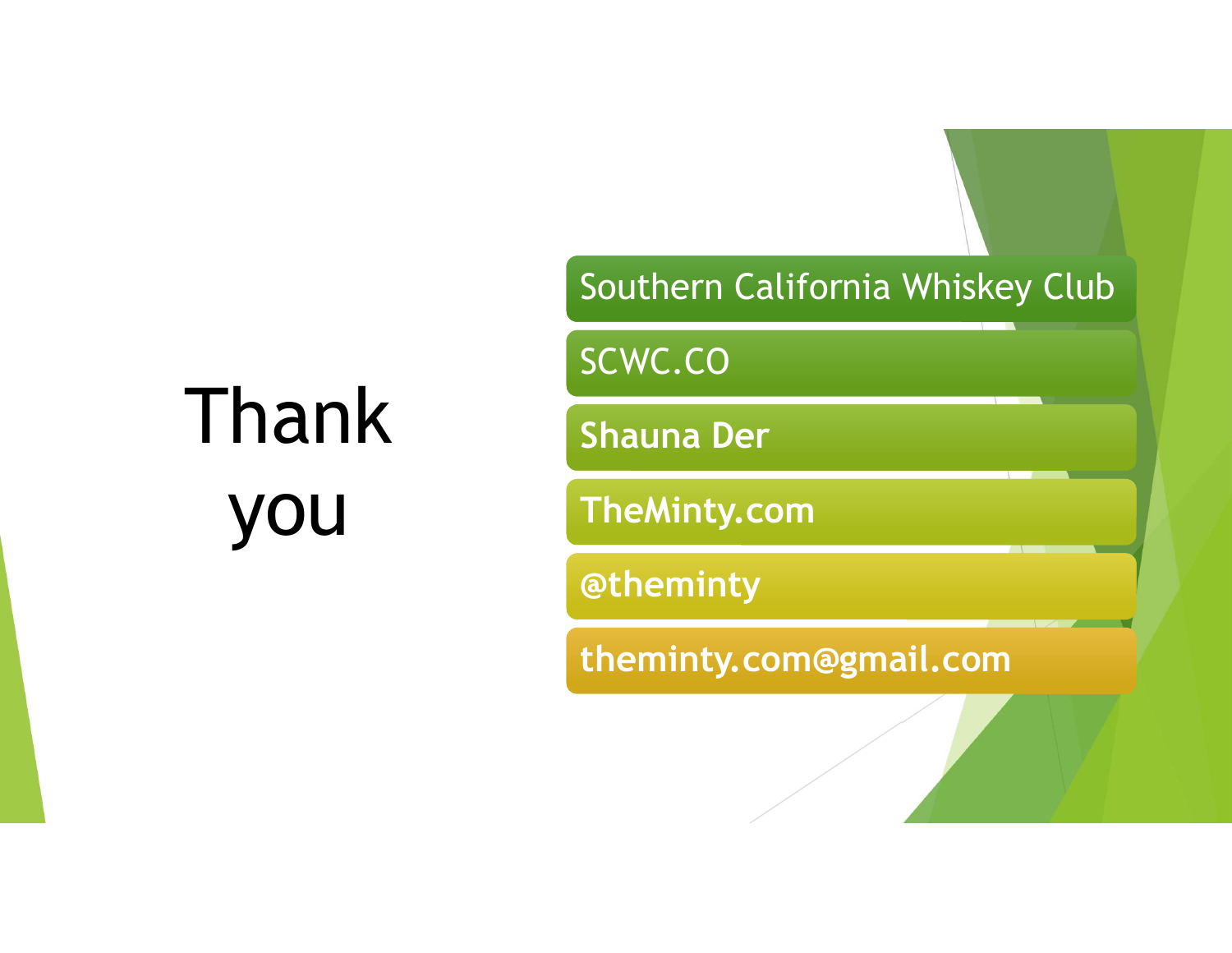# Thank you

- Southern California Whiskey Club
- SCWC.CO
- **Shauna Der**
- **TheMinty.com**
- **@theminty**
- **theminty.com@gmail.com**